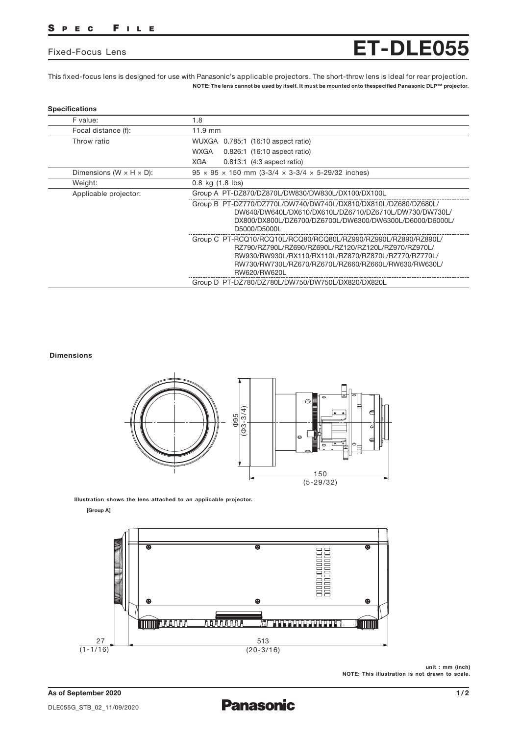# SPEC FILE

## Fixed-Focus Lens

# ET-DLE055

This fixed-focus lens is designed for use with Panasonic's applicable projectors. The short-throw lens is ideal for rear projection.

**NOTE: The lens cannot be used by itself. It must be mounted onto thespecified Panasonic DLP™ projector.**

### Specifications

| | |
|---|---|
| F value: | 1.8 |
| Focal distance (f): | 11.9 mm |
| Throw ratio | WUXGA 0.785:1 (16:10 aspect ratio)<br>WXGA 0.826:1 (16:10 aspect ratio)<br>XGA 0.813:1 (4:3 aspect ratio) |
| Dimensions (W × H × D): | 95 × 95 × 150 mm (3-3/4 × 3-3/4 × 5-29/32 inches) |
| Weight: | 0.8 kg (1.8 lbs) |
| Applicable projector: | Group A PT-DZ870/DZ870L/DW830/DW830L/DX100/DX100L |
| | Group B PT-DZ770/DZ770L/DW740/DW740L/DX810/DX810L/DZ680/DZ680L/ DW640/DW640L/DX610/DX610L/DZ6710/DZ6710L/DW730/DW730L/ DX800/DX800L/DZ6700/DZ6700L/DW6300/DW6300L/D6000/D6000L/ D5000/D5000L |
| | Group C PT-RCQ10/RCQ10L/RCQ80/RCQ80L/RZ990/RZ990L/RZ890/RZ890L/ RZ790/RZ790L/RZ690/RZ690L/RZ120/RZ120L/RZ970/RZ970L/ RW930/RW930L/RX110/RX110L/RZ870/RZ870L/RZ770/RZ770L/ RW730/RW730L/RZ670/RZ670L/RZ660/RZ660L/RW630/RW630L/ RW620/RW620L |
| | Group D PT-DZ780/DZ780L/DW750/DW750L/DX820/DX820L |

### Dimensions

Φ95 (Φ3-3/4)

150 (5-29/32)

**Illustration shows the lens attached to an applicable projector.**

**[Group A]**

27 (1-1/16)

513 (20-3/16)

**unit : mm (inch)**
**NOTE: This illustration is not drawn to scale.**

**As of September 2020**

DLE055G_STB_02_11/09/2020

**Panasonic**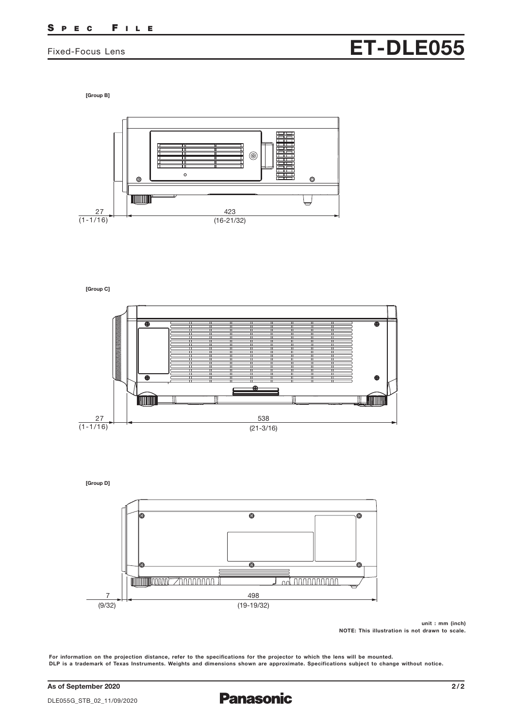**[Group B]**

27
(1-1/16)

423
(16-21/32)

**[Group C]**

27
(1-1/16)

538
(21-3/16)

**[Group D]**

7
(9/32)

498
(19-19/32)

**unit : mm (inch)**
**NOTE: This illustration is not drawn to scale.**

**For information on the projection distance, refer to the specifications for the projector to which the lens will be mounted.**
**DLP is a trademark of Texas Instruments. Weights and dimensions shown are approximate. Specifications subject to change without notice.**

**As of September 2020**

DLE055G_STB_02_11/09/2020